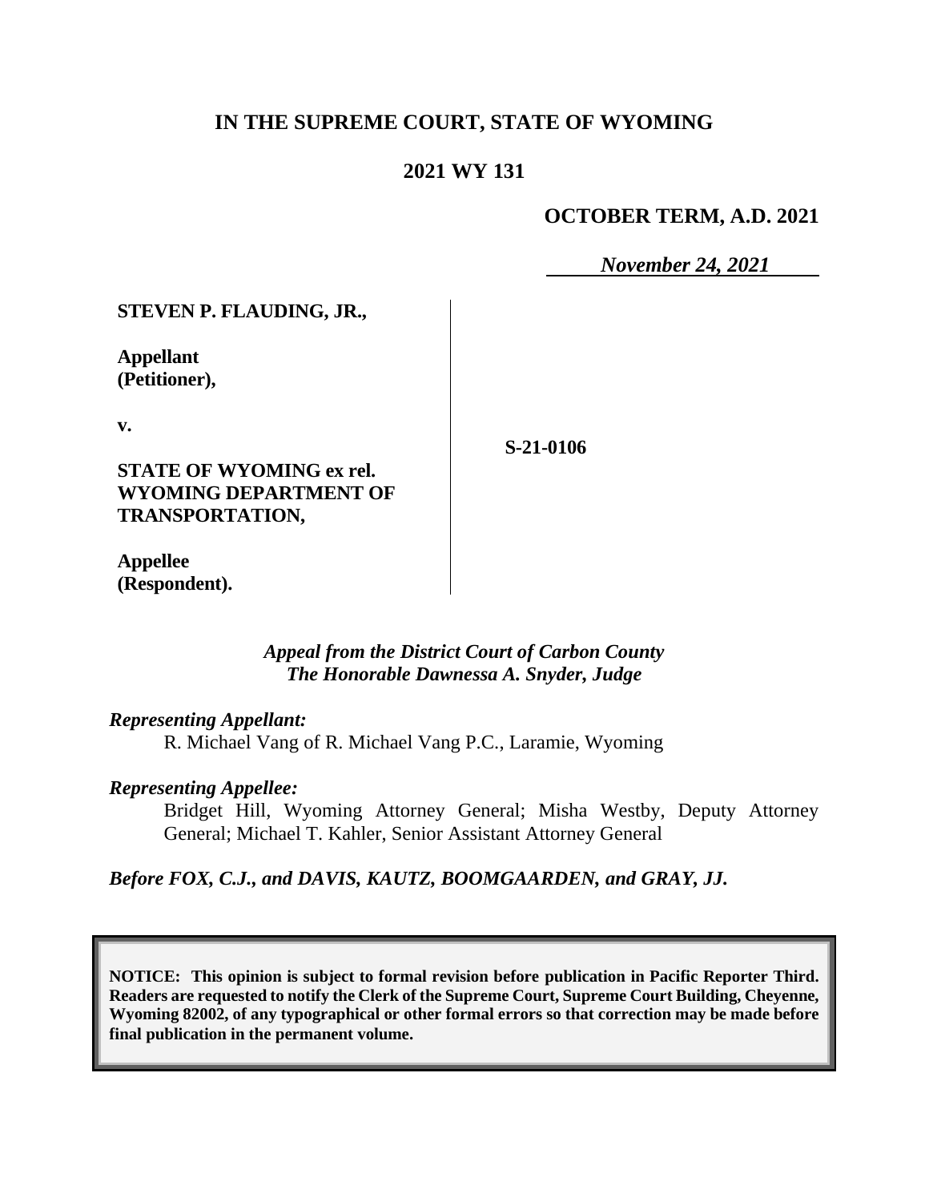# IN THE SUPREME COURT, STATE OF WYOMING

## 2021 WY 131

**OCTOBER TERM, A.D. 2021**

***November 24, 2021***

| | |
|---|---|
| **STEVEN P. FLAUDING, JR.,**<br><br>**Appellant (Petitioner),**<br><br>**v.**<br><br>**STATE OF WYOMING ex rel. WYOMING DEPARTMENT OF TRANSPORTATION,**<br><br>**Appellee (Respondent).** | **S-21-0106** |

*Appeal from the District Court of Carbon County*
*The Honorable Dawnessa A. Snyder, Judge*

*Representing Appellant:*

R. Michael Vang of R. Michael Vang P.C., Laramie, Wyoming

*Representing Appellee:*

Bridget Hill, Wyoming Attorney General; Misha Westby, Deputy Attorney General; Michael T. Kahler, Senior Assistant Attorney General

*Before FOX, C.J., and DAVIS, KAUTZ, BOOMGAARDEN, and GRAY, JJ.*

**NOTICE: This opinion is subject to formal revision before publication in Pacific Reporter Third. Readers are requested to notify the Clerk of the Supreme Court, Supreme Court Building, Cheyenne, Wyoming 82002, of any typographical or other formal errors so that correction may be made before final publication in the permanent volume.**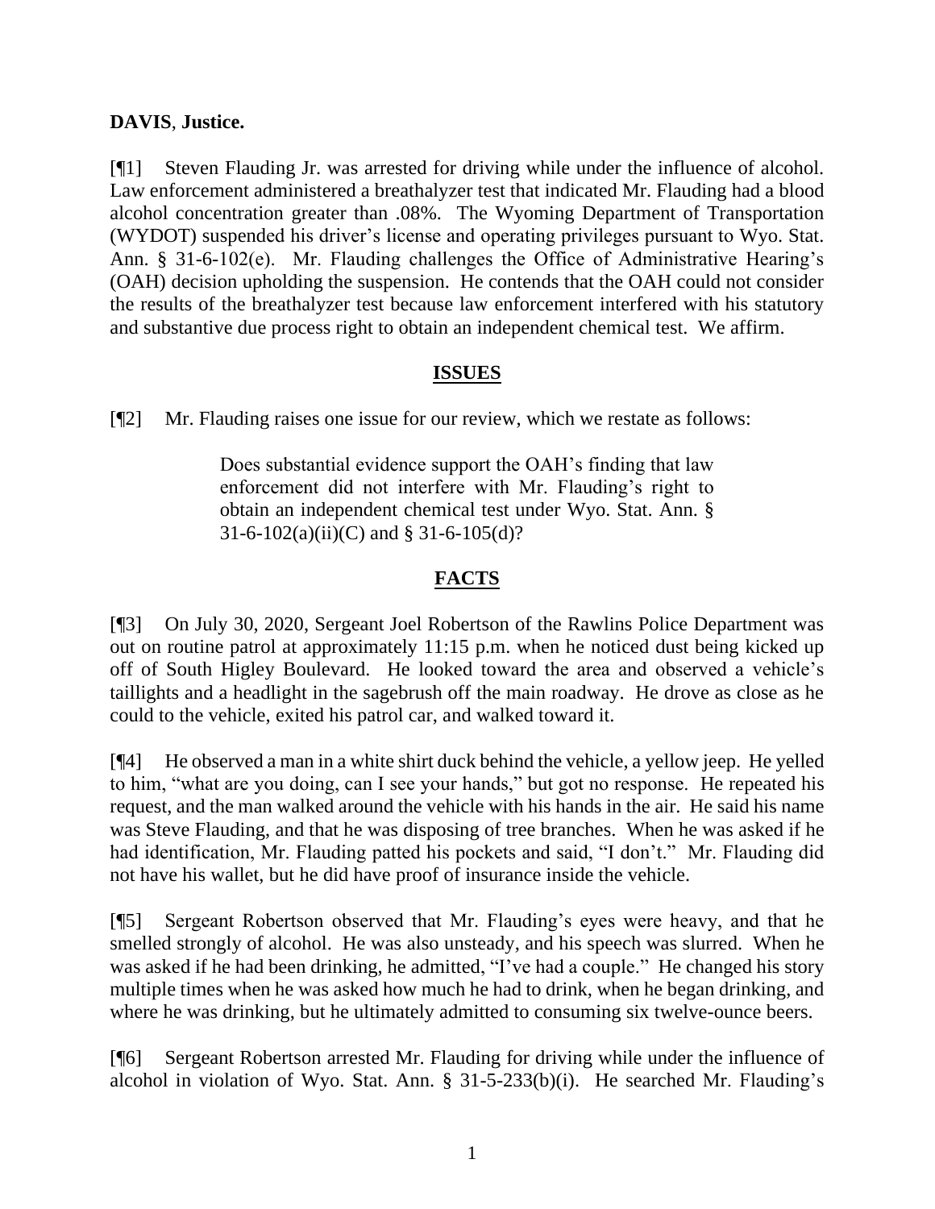**DAVIS**, **Justice.**

[¶1] Steven Flauding Jr. was arrested for driving while under the influence of alcohol. Law enforcement administered a breathalyzer test that indicated Mr. Flauding had a blood alcohol concentration greater than .08%. The Wyoming Department of Transportation (WYDOT) suspended his driver's license and operating privileges pursuant to Wyo. Stat. Ann. § 31-6-102(e). Mr. Flauding challenges the Office of Administrative Hearing's (OAH) decision upholding the suspension. He contends that the OAH could not consider the results of the breathalyzer test because law enforcement interfered with his statutory and substantive due process right to obtain an independent chemical test. We affirm.

## ISSUES

[¶2] Mr. Flauding raises one issue for our review, which we restate as follows:

> Does substantial evidence support the OAH's finding that law enforcement did not interfere with Mr. Flauding's right to obtain an independent chemical test under Wyo. Stat. Ann. § 31-6-102(a)(ii)(C) and § 31-6-105(d)?

## FACTS

[¶3] On July 30, 2020, Sergeant Joel Robertson of the Rawlins Police Department was out on routine patrol at approximately 11:15 p.m. when he noticed dust being kicked up off of South Higley Boulevard. He looked toward the area and observed a vehicle's taillights and a headlight in the sagebrush off the main roadway. He drove as close as he could to the vehicle, exited his patrol car, and walked toward it.

[¶4] He observed a man in a white shirt duck behind the vehicle, a yellow jeep. He yelled to him, "what are you doing, can I see your hands," but got no response. He repeated his request, and the man walked around the vehicle with his hands in the air. He said his name was Steve Flauding, and that he was disposing of tree branches. When he was asked if he had identification, Mr. Flauding patted his pockets and said, "I don't." Mr. Flauding did not have his wallet, but he did have proof of insurance inside the vehicle.

[¶5] Sergeant Robertson observed that Mr. Flauding's eyes were heavy, and that he smelled strongly of alcohol. He was also unsteady, and his speech was slurred. When he was asked if he had been drinking, he admitted, "I've had a couple." He changed his story multiple times when he was asked how much he had to drink, when he began drinking, and where he was drinking, but he ultimately admitted to consuming six twelve-ounce beers.

[¶6] Sergeant Robertson arrested Mr. Flauding for driving while under the influence of alcohol in violation of Wyo. Stat. Ann. § 31-5-233(b)(i). He searched Mr. Flauding's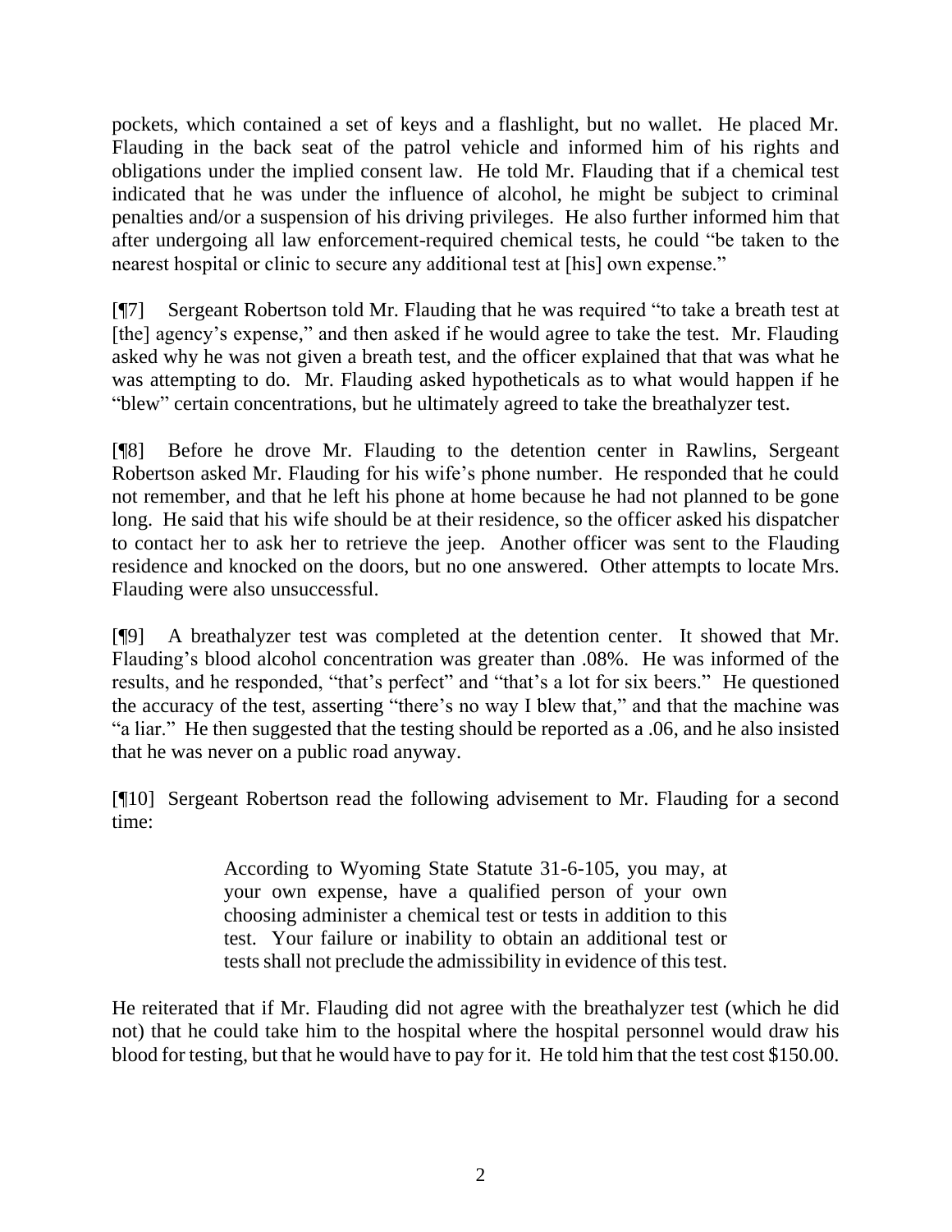pockets, which contained a set of keys and a flashlight, but no wallet. He placed Mr. Flauding in the back seat of the patrol vehicle and informed him of his rights and obligations under the implied consent law. He told Mr. Flauding that if a chemical test indicated that he was under the influence of alcohol, he might be subject to criminal penalties and/or a suspension of his driving privileges. He also further informed him that after undergoing all law enforcement-required chemical tests, he could "be taken to the nearest hospital or clinic to secure any additional test at [his] own expense."

[¶7] Sergeant Robertson told Mr. Flauding that he was required "to take a breath test at [the] agency's expense," and then asked if he would agree to take the test. Mr. Flauding asked why he was not given a breath test, and the officer explained that that was what he was attempting to do. Mr. Flauding asked hypotheticals as to what would happen if he "blew" certain concentrations, but he ultimately agreed to take the breathalyzer test.

[¶8] Before he drove Mr. Flauding to the detention center in Rawlins, Sergeant Robertson asked Mr. Flauding for his wife's phone number. He responded that he could not remember, and that he left his phone at home because he had not planned to be gone long. He said that his wife should be at their residence, so the officer asked his dispatcher to contact her to ask her to retrieve the jeep. Another officer was sent to the Flauding residence and knocked on the doors, but no one answered. Other attempts to locate Mrs. Flauding were also unsuccessful.

[¶9] A breathalyzer test was completed at the detention center. It showed that Mr. Flauding's blood alcohol concentration was greater than .08%. He was informed of the results, and he responded, "that's perfect" and "that's a lot for six beers." He questioned the accuracy of the test, asserting "there's no way I blew that," and that the machine was "a liar." He then suggested that the testing should be reported as a .06, and he also insisted that he was never on a public road anyway.

[¶10] Sergeant Robertson read the following advisement to Mr. Flauding for a second time:

> According to Wyoming State Statute 31-6-105, you may, at your own expense, have a qualified person of your own choosing administer a chemical test or tests in addition to this test. Your failure or inability to obtain an additional test or tests shall not preclude the admissibility in evidence of this test.

He reiterated that if Mr. Flauding did not agree with the breathalyzer test (which he did not) that he could take him to the hospital where the hospital personnel would draw his blood for testing, but that he would have to pay for it. He told him that the test cost $150.00.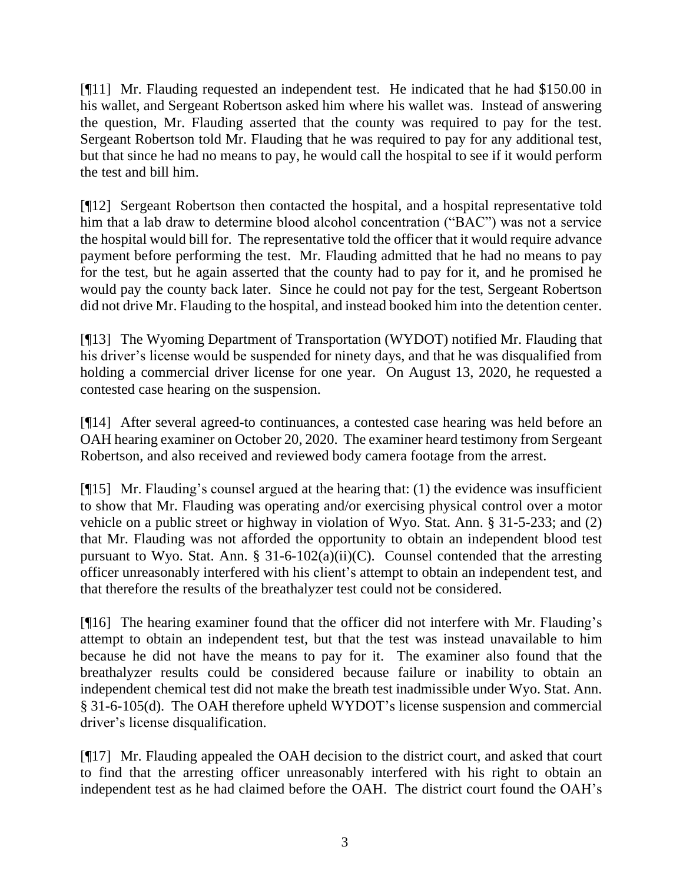[¶11] Mr. Flauding requested an independent test. He indicated that he had $150.00 in his wallet, and Sergeant Robertson asked him where his wallet was. Instead of answering the question, Mr. Flauding asserted that the county was required to pay for the test. Sergeant Robertson told Mr. Flauding that he was required to pay for any additional test, but that since he had no means to pay, he would call the hospital to see if it would perform the test and bill him.

[¶12] Sergeant Robertson then contacted the hospital, and a hospital representative told him that a lab draw to determine blood alcohol concentration ("BAC") was not a service the hospital would bill for. The representative told the officer that it would require advance payment before performing the test. Mr. Flauding admitted that he had no means to pay for the test, but he again asserted that the county had to pay for it, and he promised he would pay the county back later. Since he could not pay for the test, Sergeant Robertson did not drive Mr. Flauding to the hospital, and instead booked him into the detention center.

[¶13] The Wyoming Department of Transportation (WYDOT) notified Mr. Flauding that his driver's license would be suspended for ninety days, and that he was disqualified from holding a commercial driver license for one year. On August 13, 2020, he requested a contested case hearing on the suspension.

[¶14] After several agreed-to continuances, a contested case hearing was held before an OAH hearing examiner on October 20, 2020. The examiner heard testimony from Sergeant Robertson, and also received and reviewed body camera footage from the arrest.

[¶15] Mr. Flauding's counsel argued at the hearing that: (1) the evidence was insufficient to show that Mr. Flauding was operating and/or exercising physical control over a motor vehicle on a public street or highway in violation of Wyo. Stat. Ann. § 31-5-233; and (2) that Mr. Flauding was not afforded the opportunity to obtain an independent blood test pursuant to Wyo. Stat. Ann. § 31-6-102(a)(ii)(C). Counsel contended that the arresting officer unreasonably interfered with his client's attempt to obtain an independent test, and that therefore the results of the breathalyzer test could not be considered.

[¶16] The hearing examiner found that the officer did not interfere with Mr. Flauding's attempt to obtain an independent test, but that the test was instead unavailable to him because he did not have the means to pay for it. The examiner also found that the breathalyzer results could be considered because failure or inability to obtain an independent chemical test did not make the breath test inadmissible under Wyo. Stat. Ann. § 31-6-105(d). The OAH therefore upheld WYDOT's license suspension and commercial driver's license disqualification.

[¶17] Mr. Flauding appealed the OAH decision to the district court, and asked that court to find that the arresting officer unreasonably interfered with his right to obtain an independent test as he had claimed before the OAH. The district court found the OAH's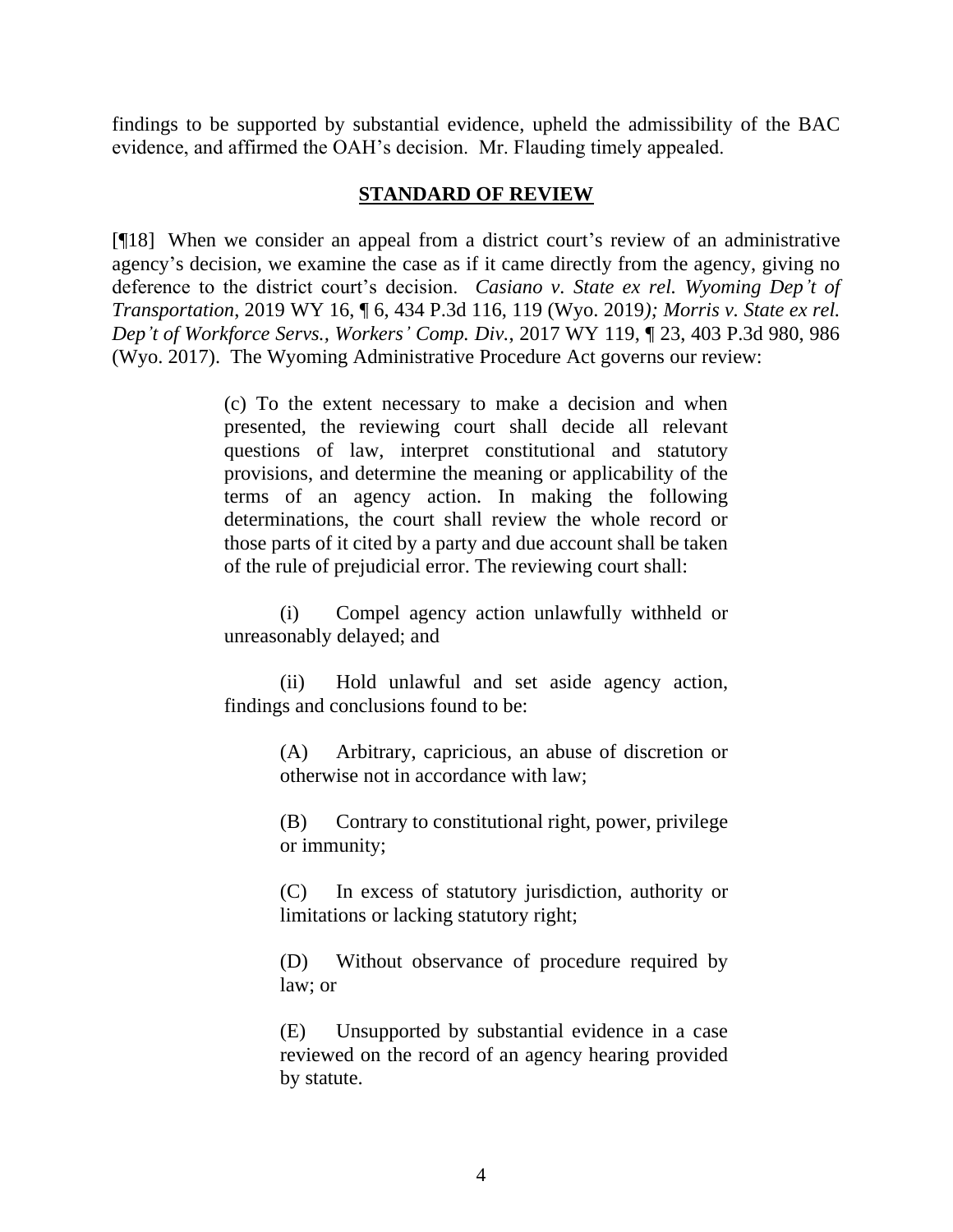findings to be supported by substantial evidence, upheld the admissibility of the BAC evidence, and affirmed the OAH's decision. Mr. Flauding timely appealed.

## STANDARD OF REVIEW

[¶18] When we consider an appeal from a district court's review of an administrative agency's decision, we examine the case as if it came directly from the agency, giving no deference to the district court's decision. *Casiano v. State ex rel. Wyoming Dep't of Transportation*, 2019 WY 16, ¶ 6, 434 P.3d 116, 119 (Wyo. 2019*); Morris v. State ex rel. Dep't of Workforce Servs., Workers' Comp. Div.*, 2017 WY 119, ¶ 23, 403 P.3d 980, 986 (Wyo. 2017). The Wyoming Administrative Procedure Act governs our review:

> (c) To the extent necessary to make a decision and when presented, the reviewing court shall decide all relevant questions of law, interpret constitutional and statutory provisions, and determine the meaning or applicability of the terms of an agency action. In making the following determinations, the court shall review the whole record or those parts of it cited by a party and due account shall be taken of the rule of prejudicial error. The reviewing court shall:
>
> (i) Compel agency action unlawfully withheld or unreasonably delayed; and
>
> (ii) Hold unlawful and set aside agency action, findings and conclusions found to be:
>
> > (A) Arbitrary, capricious, an abuse of discretion or otherwise not in accordance with law;
> >
> > (B) Contrary to constitutional right, power, privilege or immunity;
> >
> > (C) In excess of statutory jurisdiction, authority or limitations or lacking statutory right;
> >
> > (D) Without observance of procedure required by law; or
> >
> > (E) Unsupported by substantial evidence in a case reviewed on the record of an agency hearing provided by statute.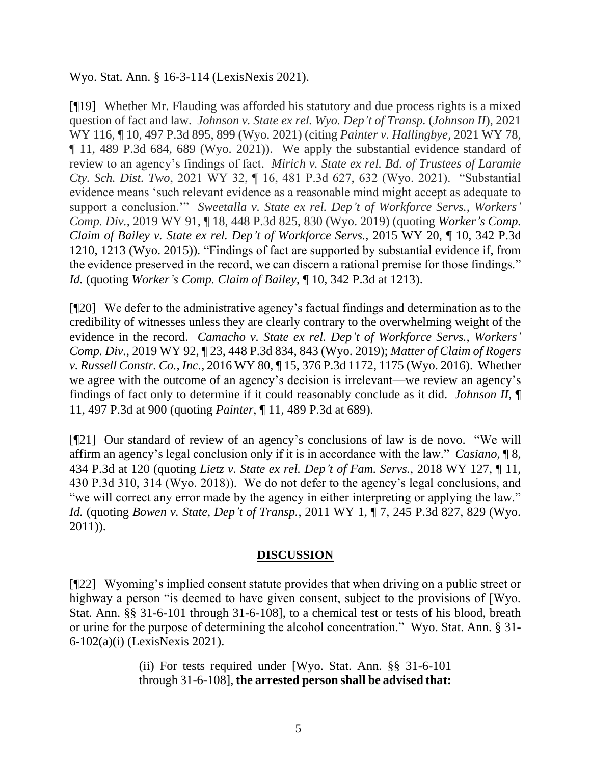Wyo. Stat. Ann. § 16-3-114 (LexisNexis 2021).

[¶19] Whether Mr. Flauding was afforded his statutory and due process rights is a mixed question of fact and law. *Johnson v. State ex rel. Wyo. Dep't of Transp.* (*Johnson II*), 2021 WY 116, ¶ 10, 497 P.3d 895, 899 (Wyo. 2021) (citing *Painter v. Hallingbye*, 2021 WY 78, ¶ 11, 489 P.3d 684, 689 (Wyo. 2021)). We apply the substantial evidence standard of review to an agency's findings of fact. *Mirich v. State ex rel. Bd. of Trustees of Laramie Cty. Sch. Dist. Two*, 2021 WY 32, ¶ 16, 481 P.3d 627, 632 (Wyo. 2021). "Substantial evidence means 'such relevant evidence as a reasonable mind might accept as adequate to support a conclusion.'" *Sweetalla v. State ex rel. Dep't of Workforce Servs., Workers' Comp. Div.*, 2019 WY 91, ¶ 18, 448 P.3d 825, 830 (Wyo. 2019) (quoting *Worker's Comp. Claim of Bailey v. State ex rel. Dep't of Workforce Servs.*, 2015 WY 20, ¶ 10, 342 P.3d 1210, 1213 (Wyo. 2015)). "Findings of fact are supported by substantial evidence if, from the evidence preserved in the record, we can discern a rational premise for those findings." *Id.* (quoting *Worker's Comp. Claim of Bailey*, ¶ 10, 342 P.3d at 1213).

[¶20] We defer to the administrative agency's factual findings and determination as to the credibility of witnesses unless they are clearly contrary to the overwhelming weight of the evidence in the record. *Camacho v. State ex rel. Dep't of Workforce Servs., Workers' Comp. Div.*, 2019 WY 92, ¶ 23, 448 P.3d 834, 843 (Wyo. 2019); *Matter of Claim of Rogers v. Russell Constr. Co., Inc.*, 2016 WY 80, ¶ 15, 376 P.3d 1172, 1175 (Wyo. 2016). Whether we agree with the outcome of an agency's decision is irrelevant—we review an agency's findings of fact only to determine if it could reasonably conclude as it did. *Johnson II*, ¶ 11, 497 P.3d at 900 (quoting *Painter*, ¶ 11, 489 P.3d at 689).

[¶21] Our standard of review of an agency's conclusions of law is de novo. "We will affirm an agency's legal conclusion only if it is in accordance with the law." *Casiano*, ¶ 8, 434 P.3d at 120 (quoting *Lietz v. State ex rel. Dep't of Fam. Servs.*, 2018 WY 127, ¶ 11, 430 P.3d 310, 314 (Wyo. 2018)). We do not defer to the agency's legal conclusions, and "we will correct any error made by the agency in either interpreting or applying the law." *Id.* (quoting *Bowen v. State, Dep't of Transp.*, 2011 WY 1, ¶ 7, 245 P.3d 827, 829 (Wyo. 2011)).

## DISCUSSION

[¶22] Wyoming's implied consent statute provides that when driving on a public street or highway a person "is deemed to have given consent, subject to the provisions of [Wyo. Stat. Ann. §§ 31-6-101 through 31-6-108], to a chemical test or tests of his blood, breath or urine for the purpose of determining the alcohol concentration." Wyo. Stat. Ann. § 31-6-102(a)(i) (LexisNexis 2021).

> (ii) For tests required under [Wyo. Stat. Ann. §§ 31-6-101 through 31-6-108], **the arrested person shall be advised that:**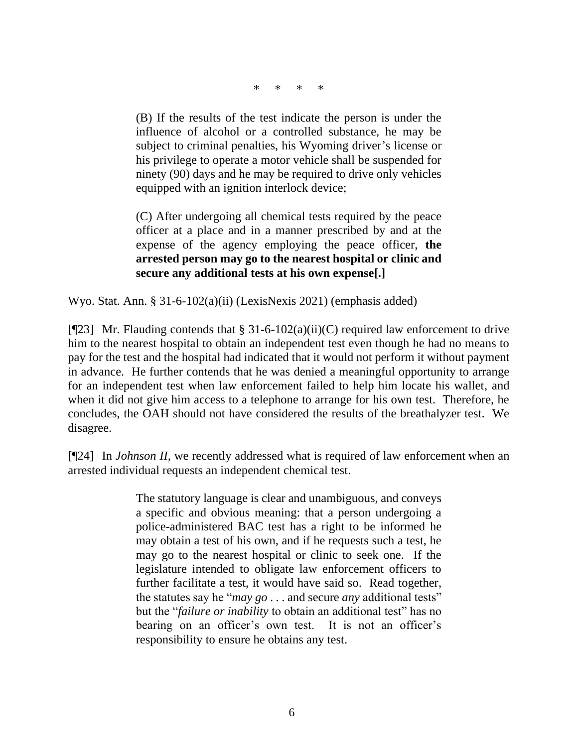\* \* \* \*

> (B) If the results of the test indicate the person is under the influence of alcohol or a controlled substance, he may be subject to criminal penalties, his Wyoming driver's license or his privilege to operate a motor vehicle shall be suspended for ninety (90) days and he may be required to drive only vehicles equipped with an ignition interlock device;
>
> (C) After undergoing all chemical tests required by the peace officer at a place and in a manner prescribed by and at the expense of the agency employing the peace officer, **the arrested person may go to the nearest hospital or clinic and secure any additional tests at his own expense[.]**

Wyo. Stat. Ann. § 31-6-102(a)(ii) (LexisNexis 2021) (emphasis added)

[¶23] Mr. Flauding contends that § 31-6-102(a)(ii)(C) required law enforcement to drive him to the nearest hospital to obtain an independent test even though he had no means to pay for the test and the hospital had indicated that it would not perform it without payment in advance. He further contends that he was denied a meaningful opportunity to arrange for an independent test when law enforcement failed to help him locate his wallet, and when it did not give him access to a telephone to arrange for his own test. Therefore, he concludes, the OAH should not have considered the results of the breathalyzer test. We disagree.

[¶24] In *Johnson II*, we recently addressed what is required of law enforcement when an arrested individual requests an independent chemical test.

> The statutory language is clear and unambiguous, and conveys a specific and obvious meaning: that a person undergoing a police-administered BAC test has a right to be informed he may obtain a test of his own, and if he requests such a test, he may go to the nearest hospital or clinic to seek one. If the legislature intended to obligate law enforcement officers to further facilitate a test, it would have said so. Read together, the statutes say he "*may go* . . . and secure *any* additional tests" but the "*failure or inability* to obtain an additional test" has no bearing on an officer's own test. It is not an officer's responsibility to ensure he obtains any test.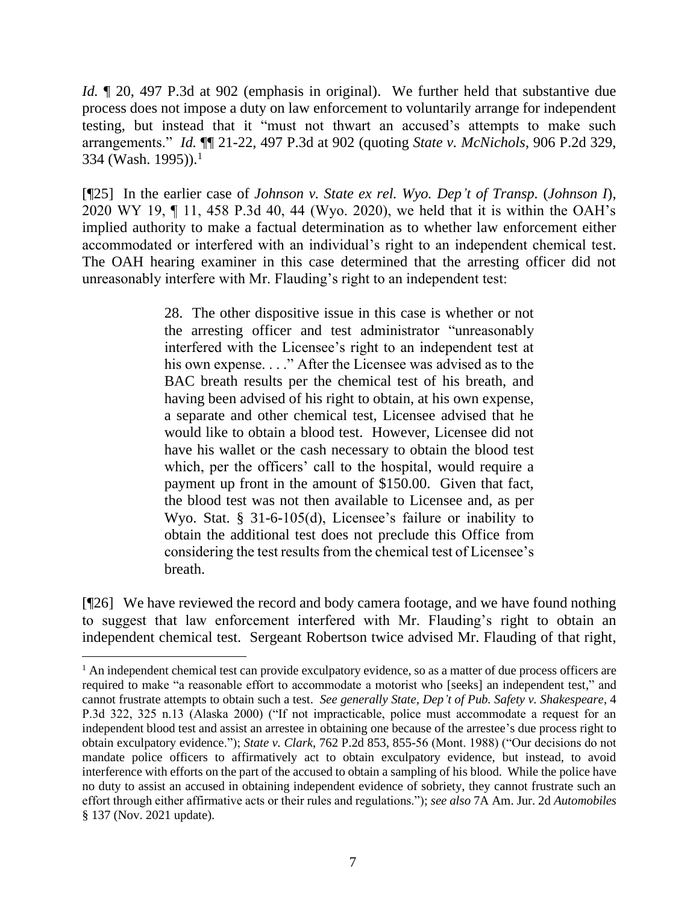*Id.* ¶ 20, 497 P.3d at 902 (emphasis in original). We further held that substantive due process does not impose a duty on law enforcement to voluntarily arrange for independent testing, but instead that it "must not thwart an accused's attempts to make such arrangements." *Id.* ¶¶ 21-22, 497 P.3d at 902 (quoting *State v. McNichols*, 906 P.2d 329, 334 (Wash. 1995)).[1]

[¶25] In the earlier case of *Johnson v. State ex rel. Wyo. Dep't of Transp.* (*Johnson I*), 2020 WY 19, ¶ 11, 458 P.3d 40, 44 (Wyo. 2020), we held that it is within the OAH's implied authority to make a factual determination as to whether law enforcement either accommodated or interfered with an individual's right to an independent chemical test. The OAH hearing examiner in this case determined that the arresting officer did not unreasonably interfere with Mr. Flauding's right to an independent test:

> 28. The other dispositive issue in this case is whether or not the arresting officer and test administrator "unreasonably interfered with the Licensee's right to an independent test at his own expense. . . ." After the Licensee was advised as to the BAC breath results per the chemical test of his breath, and having been advised of his right to obtain, at his own expense, a separate and other chemical test, Licensee advised that he would like to obtain a blood test. However, Licensee did not have his wallet or the cash necessary to obtain the blood test which, per the officers' call to the hospital, would require a payment up front in the amount of $150.00. Given that fact, the blood test was not then available to Licensee and, as per Wyo. Stat. § 31-6-105(d), Licensee's failure or inability to obtain the additional test does not preclude this Office from considering the test results from the chemical test of Licensee's breath.

[¶26] We have reviewed the record and body camera footage, and we have found nothing to suggest that law enforcement interfered with Mr. Flauding's right to obtain an independent chemical test. Sergeant Robertson twice advised Mr. Flauding of that right,

---

[1] An independent chemical test can provide exculpatory evidence, so as a matter of due process officers are required to make "a reasonable effort to accommodate a motorist who [seeks] an independent test," and cannot frustrate attempts to obtain such a test. *See generally State, Dep't of Pub. Safety v. Shakespeare*, 4 P.3d 322, 325 n.13 (Alaska 2000) ("If not impracticable, police must accommodate a request for an independent blood test and assist an arrestee in obtaining one because of the arrestee's due process right to obtain exculpatory evidence."); *State v. Clark*, 762 P.2d 853, 855-56 (Mont. 1988) ("Our decisions do not mandate police officers to affirmatively act to obtain exculpatory evidence, but instead, to avoid interference with efforts on the part of the accused to obtain a sampling of his blood. While the police have no duty to assist an accused in obtaining independent evidence of sobriety, they cannot frustrate such an effort through either affirmative acts or their rules and regulations."); *see also* 7A Am. Jur. 2d *Automobiles* § 137 (Nov. 2021 update).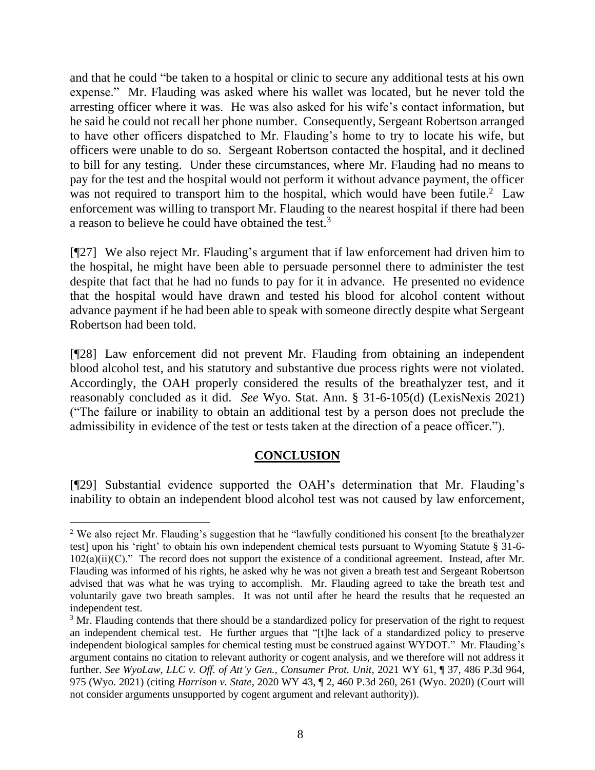and that he could "be taken to a hospital or clinic to secure any additional tests at his own expense." Mr. Flauding was asked where his wallet was located, but he never told the arresting officer where it was. He was also asked for his wife's contact information, but he said he could not recall her phone number. Consequently, Sergeant Robertson arranged to have other officers dispatched to Mr. Flauding's home to try to locate his wife, but officers were unable to do so. Sergeant Robertson contacted the hospital, and it declined to bill for any testing. Under these circumstances, where Mr. Flauding had no means to pay for the test and the hospital would not perform it without advance payment, the officer was not required to transport him to the hospital, which would have been futile.[2] Law enforcement was willing to transport Mr. Flauding to the nearest hospital if there had been a reason to believe he could have obtained the test.[3]

[¶27] We also reject Mr. Flauding's argument that if law enforcement had driven him to the hospital, he might have been able to persuade personnel there to administer the test despite that fact that he had no funds to pay for it in advance. He presented no evidence that the hospital would have drawn and tested his blood for alcohol content without advance payment if he had been able to speak with someone directly despite what Sergeant Robertson had been told.

[¶28] Law enforcement did not prevent Mr. Flauding from obtaining an independent blood alcohol test, and his statutory and substantive due process rights were not violated. Accordingly, the OAH properly considered the results of the breathalyzer test, and it reasonably concluded as it did. *See* Wyo. Stat. Ann. § 31-6-105(d) (LexisNexis 2021) ("The failure or inability to obtain an additional test by a person does not preclude the admissibility in evidence of the test or tests taken at the direction of a peace officer.").

## CONCLUSION

[¶29] Substantial evidence supported the OAH's determination that Mr. Flauding's inability to obtain an independent blood alcohol test was not caused by law enforcement,

---

[2] We also reject Mr. Flauding's suggestion that he "lawfully conditioned his consent [to the breathalyzer test] upon his 'right' to obtain his own independent chemical tests pursuant to Wyoming Statute § 31-6-102(a)(ii)(C)." The record does not support the existence of a conditional agreement. Instead, after Mr. Flauding was informed of his rights, he asked why he was not given a breath test and Sergeant Robertson advised that was what he was trying to accomplish. Mr. Flauding agreed to take the breath test and voluntarily gave two breath samples. It was not until after he heard the results that he requested an independent test.

[3] Mr. Flauding contends that there should be a standardized policy for preservation of the right to request an independent chemical test. He further argues that "[t]he lack of a standardized policy to preserve independent biological samples for chemical testing must be construed against WYDOT." Mr. Flauding's argument contains no citation to relevant authority or cogent analysis, and we therefore will not address it further. *See WyoLaw, LLC v. Off. of Att'y Gen., Consumer Prot. Unit*, 2021 WY 61, ¶ 37, 486 P.3d 964, 975 (Wyo. 2021) (citing *Harrison v. State*, 2020 WY 43, ¶ 2, 460 P.3d 260, 261 (Wyo. 2020) (Court will not consider arguments unsupported by cogent argument and relevant authority)).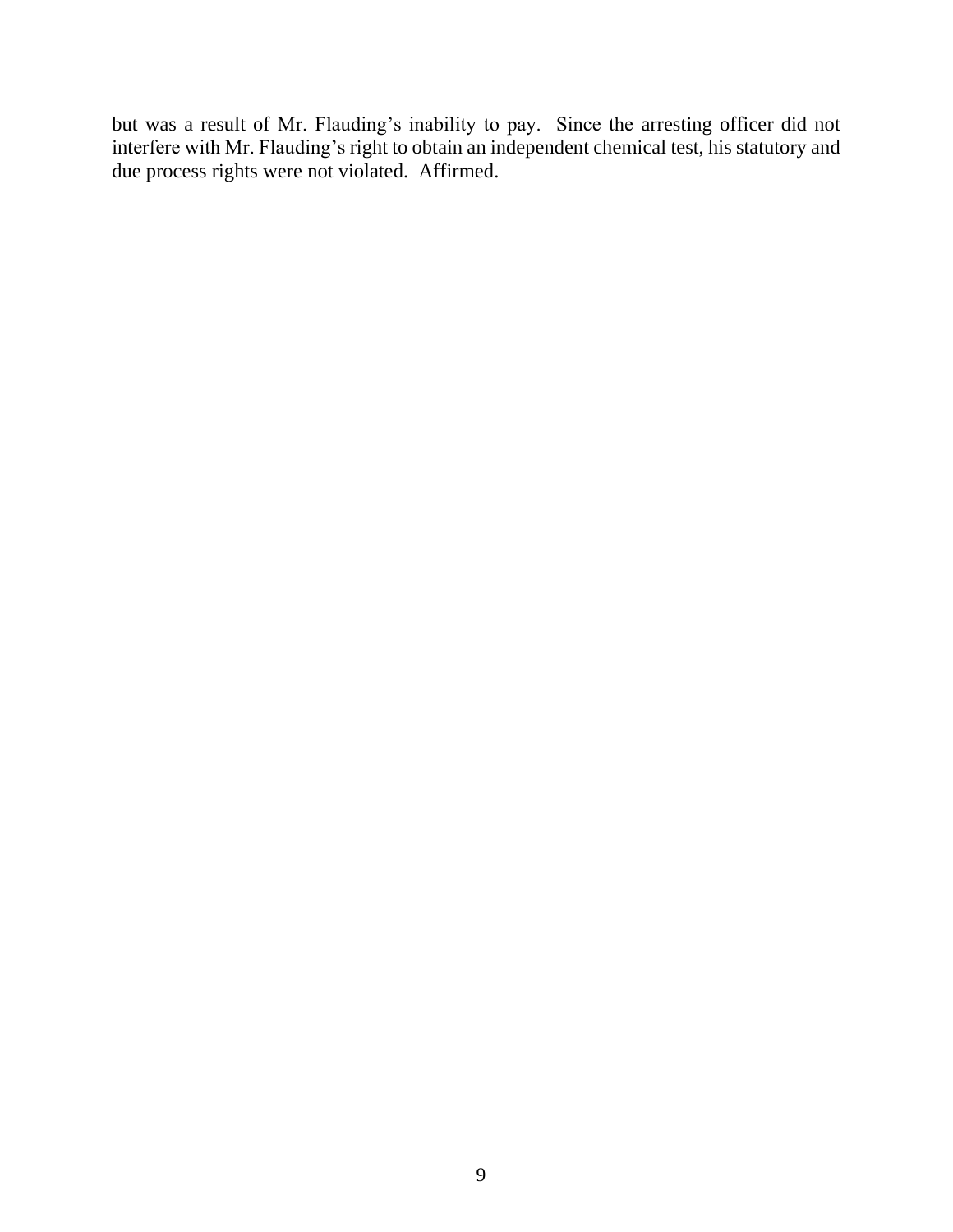but was a result of Mr. Flauding's inability to pay. Since the arresting officer did not interfere with Mr. Flauding's right to obtain an independent chemical test, his statutory and due process rights were not violated. Affirmed.